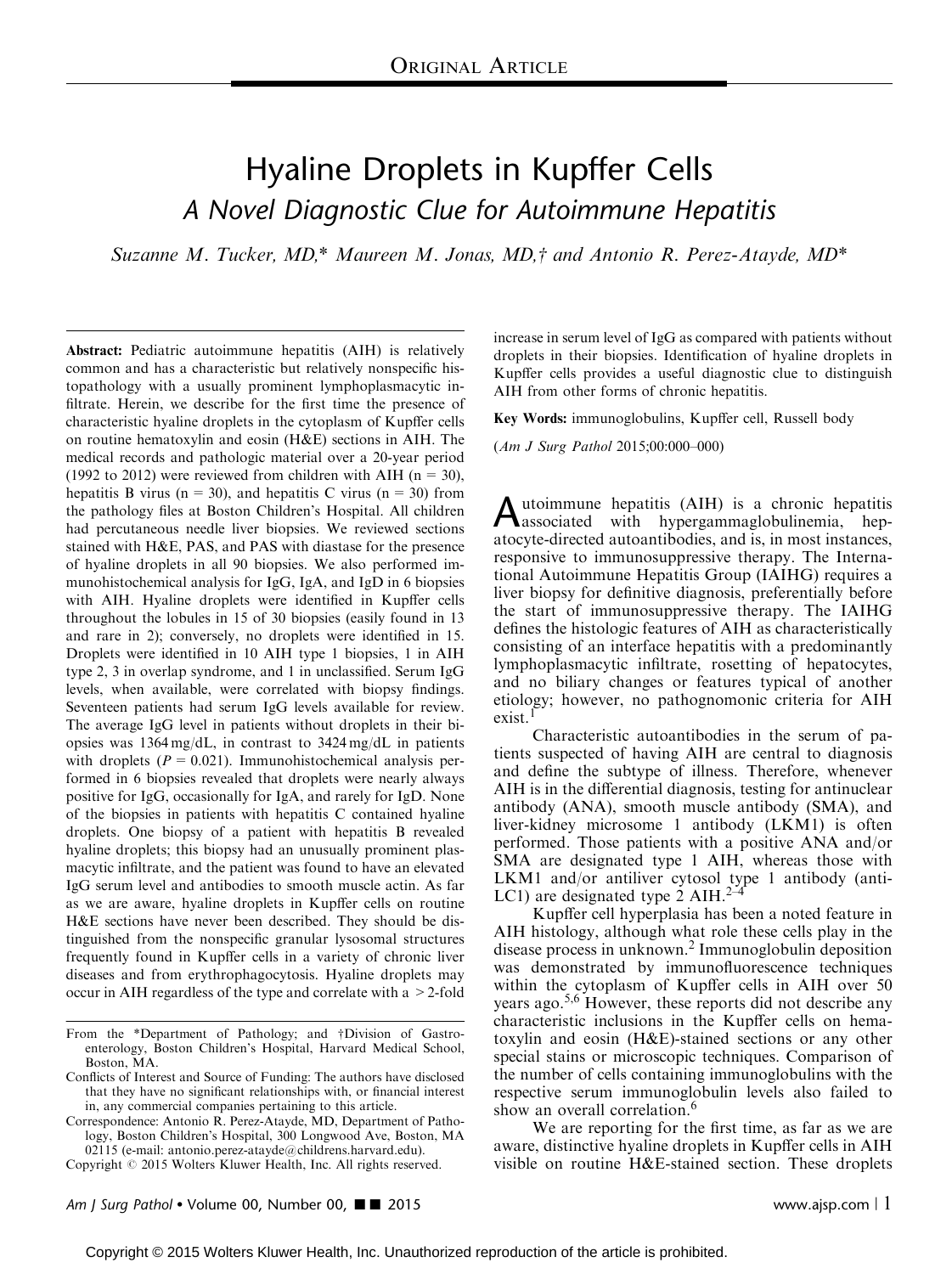ORIGINAL ARTICLE

# Hyaline Droplets in Kupffer Cells

## *A Novel Diagnostic Clue for Autoimmune Hepatitis*

*Suzanne M. Tucker, MD,\* Maureen M. Jonas, MD,† and Antonio R. Perez-Atayde, MD\**

**Abstract:** Pediatric autoimmune hepatitis (AIH) is relatively common and has a characteristic but relatively nonspecific histopathology with a usually prominent lymphoplasmacytic infiltrate. Herein, we describe for the first time the presence of characteristic hyaline droplets in the cytoplasm of Kupffer cells on routine hematoxylin and eosin (H&E) sections in AIH. The medical records and pathologic material over a 20-year period (1992 to 2012) were reviewed from children with AIH ($n = 30$), hepatitis B virus ($n = 30$), and hepatitis C virus ($n = 30$) from the pathology files at Boston Children's Hospital. All children had percutaneous needle liver biopsies. We reviewed sections stained with H&E, PAS, and PAS with diastase for the presence of hyaline droplets in all 90 biopsies. We also performed immunohistochemical analysis for IgG, IgA, and IgD in 6 biopsies with AIH. Hyaline droplets were identified in Kupffer cells throughout the lobules in 15 of 30 biopsies (easily found in 13 and rare in 2); conversely, no droplets were identified in 15. Droplets were identified in 10 AIH type 1 biopsies, 1 in AIH type 2, 3 in overlap syndrome, and 1 in unclassified. Serum IgG levels, when available, were correlated with biopsy findings. Seventeen patients had serum IgG levels available for review. The average IgG level in patients without droplets in their biopsies was 1364 mg/dL, in contrast to 3424 mg/dL in patients with droplets ($P = 0.021$). Immunohistochemical analysis performed in 6 biopsies revealed that droplets were nearly always positive for IgG, occasionally for IgA, and rarely for IgD. None of the biopsies in patients with hepatitis C contained hyaline droplets. One biopsy of a patient with hepatitis B revealed hyaline droplets; this biopsy had an unusually prominent plasmacytic infiltrate, and the patient was found to have an elevated IgG serum level and antibodies to smooth muscle actin. As far as we are aware, hyaline droplets in Kupffer cells on routine H&E sections have never been described. They should be distinguished from the nonspecific granular lysosomal structures frequently found in Kupffer cells in a variety of chronic liver diseases and from erythrophagocytosis. Hyaline droplets may occur in AIH regardless of the type and correlate with a >2-fold increase in serum level of IgG as compared with patients without droplets in their biopsies. Identification of hyaline droplets in Kupffer cells provides a useful diagnostic clue to distinguish AIH from other forms of chronic hepatitis.

**Key Words:** immunoglobulins, Kupffer cell, Russell body

(*Am J Surg Pathol* 2015;00:000–000)

From the \*Department of Pathology; and †Division of Gastroenterology, Boston Children's Hospital, Harvard Medical School, Boston, MA.

Conflicts of Interest and Source of Funding: The authors have disclosed that they have no significant relationships with, or financial interest in, any commercial companies pertaining to this article.

Correspondence: Antonio R. Perez-Atayde, MD, Department of Pathology, Boston Children's Hospital, 300 Longwood Ave, Boston, MA 02115 (e-mail: antonio.perez-atayde@childrens.harvard.edu).

Copyright © 2015 Wolters Kluwer Health, Inc. All rights reserved.

Autoimmune hepatitis (AIH) is a chronic hepatitis associated with hypergammaglobulinemia, hepatocyte-directed autoantibodies, and is, in most instances, responsive to immunosuppressive therapy. The International Autoimmune Hepatitis Group (IAIHG) requires a liver biopsy for definitive diagnosis, preferentially before the start of immunosuppressive therapy. The IAIHG defines the histologic features of AIH as characteristically consisting of an interface hepatitis with a predominantly lymphoplasmacytic infiltrate, rosetting of hepatocytes, and no biliary changes or features typical of another etiology; however, no pathognomonic criteria for AIH exist.[1]

Characteristic autoantibodies in the serum of patients suspected of having AIH are central to diagnosis and define the subtype of illness. Therefore, whenever AIH is in the differential diagnosis, testing for antinuclear antibody (ANA), smooth muscle antibody (SMA), and liver-kidney microsome 1 antibody (LKM1) is often performed. Those patients with a positive ANA and/or SMA are designated type 1 AIH, whereas those with LKM1 and/or antiliver cytosol type 1 antibody (anti-LC1) are designated type 2 AIH.[2–4]

Kupffer cell hyperplasia has been a noted feature in AIH histology, although what role these cells play in the disease process in unknown.[2] Immunoglobulin deposition was demonstrated by immunofluorescence techniques within the cytoplasm of Kupffer cells in AIH over 50 years ago.[5,6] However, these reports did not describe any characteristic inclusions in the Kupffer cells on hematoxylin and eosin (H&E)-stained sections or any other special stains or microscopic techniques. Comparison of the number of cells containing immunoglobulins with the respective serum immunoglobulin levels also failed to show an overall correlation.[6]

We are reporting for the first time, as far as we are aware, distinctive hyaline droplets in Kupffer cells in AIH visible on routine H&E-stained section. These droplets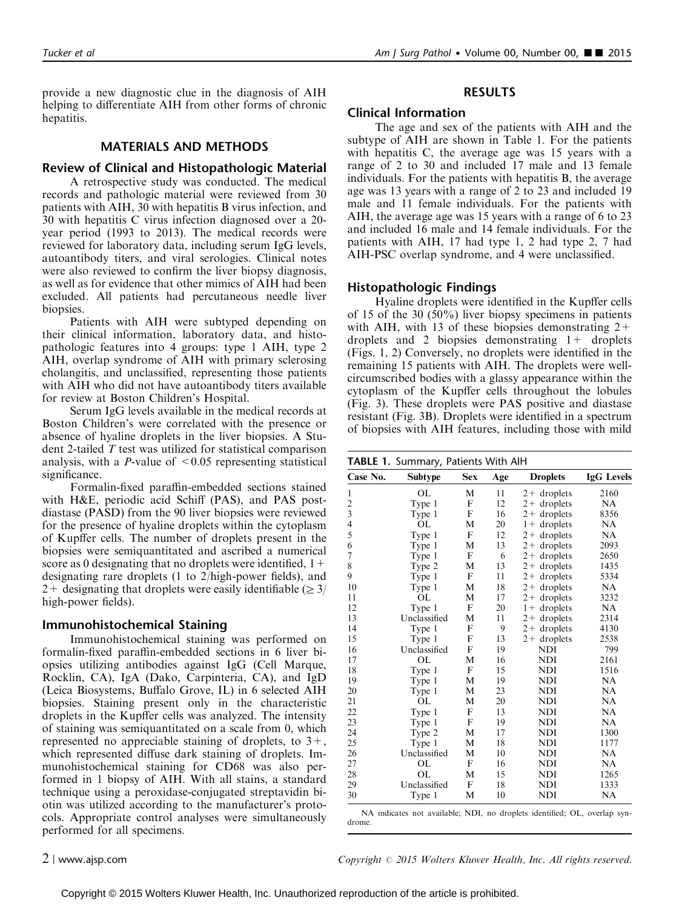provide a new diagnostic clue in the diagnosis of AIH helping to differentiate AIH from other forms of chronic hepatitis.

## MATERIALS AND METHODS

### Review of Clinical and Histopathologic Material

A retrospective study was conducted. The medical records and pathologic material were reviewed from 30 patients with AIH, 30 with hepatitis B virus infection, and 30 with hepatitis C virus infection diagnosed over a 20-year period (1993 to 2013). The medical records were reviewed for laboratory data, including serum IgG levels, autoantibody titers, and viral serologies. Clinical notes were also reviewed to confirm the liver biopsy diagnosis, as well as for evidence that other mimics of AIH had been excluded. All patients had percutaneous needle liver biopsies.

Patients with AIH were subtyped depending on their clinical information, laboratory data, and histopathologic features into 4 groups: type 1 AIH, type 2 AIH, overlap syndrome of AIH with primary sclerosing cholangitis, and unclassified, representing those patients with AIH who did not have autoantibody titers available for review at Boston Children's Hospital.

Serum IgG levels available in the medical records at Boston Children's were correlated with the presence or absence of hyaline droplets in the liver biopsies. A Student 2-tailed $T$ test was utilized for statistical comparison analysis, with a $P$-value of $<0.05$ representing statistical significance.

Formalin-fixed paraffin-embedded sections stained with H&E, periodic acid Schiff (PAS), and PAS post-diastase (PASD) from the 90 liver biopsies were reviewed for the presence of hyaline droplets within the cytoplasm of Kupffer cells. The number of droplets present in the biopsies were semiquantitated and ascribed a numerical score as 0 designating that no droplets were identified, 1+ designating rare droplets (1 to 2/high-power fields), and 2+ designating that droplets were easily identifiable ($\geq 3$/high-power fields).

### Immunohistochemical Staining

Immunohistochemical staining was performed on formalin-fixed paraffin-embedded sections in 6 liver biopsies utilizing antibodies against IgG (Cell Marque, Rocklin, CA), IgA (Dako, Carpinteria, CA), and IgD (Leica Biosystems, Buffalo Grove, IL) in 6 selected AIH biopsies. Staining present only in the characteristic droplets in the Kupffer cells was analyzed. The intensity of staining was semiquantitated on a scale from 0, which represented no appreciable staining of droplets, to 3+, which represented diffuse dark staining of droplets. Immunohistochemical staining for CD68 was also performed in 1 biopsy of AIH. With all stains, a standard technique using a peroxidase-conjugated streptavidin biotin was utilized according to the manufacturer's protocols. Appropriate control analyses were simultaneously performed for all specimens.

## RESULTS

### Clinical Information

The age and sex of the patients with AIH and the subtype of AIH are shown in Table 1. For the patients with hepatitis C, the average age was 15 years with a range of 2 to 30 and included 17 male and 13 female individuals. For the patients with hepatitis B, the average age was 13 years with a range of 2 to 23 and included 19 male and 11 female individuals. For the patients with AIH, the average age was 15 years with a range of 6 to 23 and included 16 male and 14 female individuals. For the patients with AIH, 17 had type 1, 2 had type 2, 7 had AIH-PSC overlap syndrome, and 4 were unclassified.

### Histopathologic Findings

Hyaline droplets were identified in the Kupffer cells of 15 of the 30 (50%) liver biopsy specimens in patients with AIH, with 13 of these biopsies demonstrating 2+ droplets and 2 biopsies demonstrating 1+ droplets (Figs. 1, 2) Conversely, no droplets were identified in the remaining 15 patients with AIH. The droplets were well-circumscribed bodies with a glassy appearance within the cytoplasm of the Kupffer cells throughout the lobules (Fig. 3). These droplets were PAS positive and diastase resistant (Fig. 3B). Droplets were identified in a spectrum of biopsies with AIH features, including those with mild

**TABLE 1.** Summary, Patients With AIH

| Case No. | Subtype | Sex | Age | Droplets | IgG Levels |
|---|---|---|---|---|---|
| 1 | OL | M | 11 | 2+ droplets | 2160 |
| 2 | Type 1 | F | 12 | 2+ droplets | NA |
| 3 | Type 1 | F | 16 | 2+ droplets | 8356 |
| 4 | OL | M | 20 | 1+ droplets | NA |
| 5 | Type 1 | F | 12 | 2+ droplets | NA |
| 6 | Type 1 | M | 13 | 2+ droplets | 2093 |
| 7 | Type 1 | F | 6 | 2+ droplets | 2650 |
| 8 | Type 2 | M | 13 | 2+ droplets | 1435 |
| 9 | Type 1 | F | 11 | 2+ droplets | 5334 |
| 10 | Type 1 | M | 18 | 2+ droplets | NA |
| 11 | OL | M | 17 | 2+ droplets | 3232 |
| 12 | Type 1 | F | 20 | 1+ droplets | NA |
| 13 | Unclassified | M | 11 | 2+ droplets | 2314 |
| 14 | Type 1 | F | 9 | 2+ droplets | 4130 |
| 15 | Type 1 | F | 13 | 2+ droplets | 2538 |
| 16 | Unclassified | F | 19 | NDI | 799 |
| 17 | OL | M | 16 | NDI | 2161 |
| 18 | Type 1 | F | 15 | NDI | 1516 |
| 19 | Type 1 | M | 19 | NDI | NA |
| 20 | Type 1 | M | 23 | NDI | NA |
| 21 | OL | M | 20 | NDI | NA |
| 22 | Type 1 | F | 13 | NDI | NA |
| 23 | Type 1 | F | 19 | NDI | NA |
| 24 | Type 2 | M | 17 | NDI | 1300 |
| 25 | Type 1 | M | 18 | NDI | 1177 |
| 26 | Unclassified | M | 10 | NDI | NA |
| 27 | OL | F | 16 | NDI | NA |
| 28 | OL | M | 15 | NDI | 1265 |
| 29 | Unclassified | F | 18 | NDI | 1333 |
| 30 | Type 1 | M | 10 | NDI | NA |

NA indicates not available; NDI, no droplets identified; OL, overlap syndrome.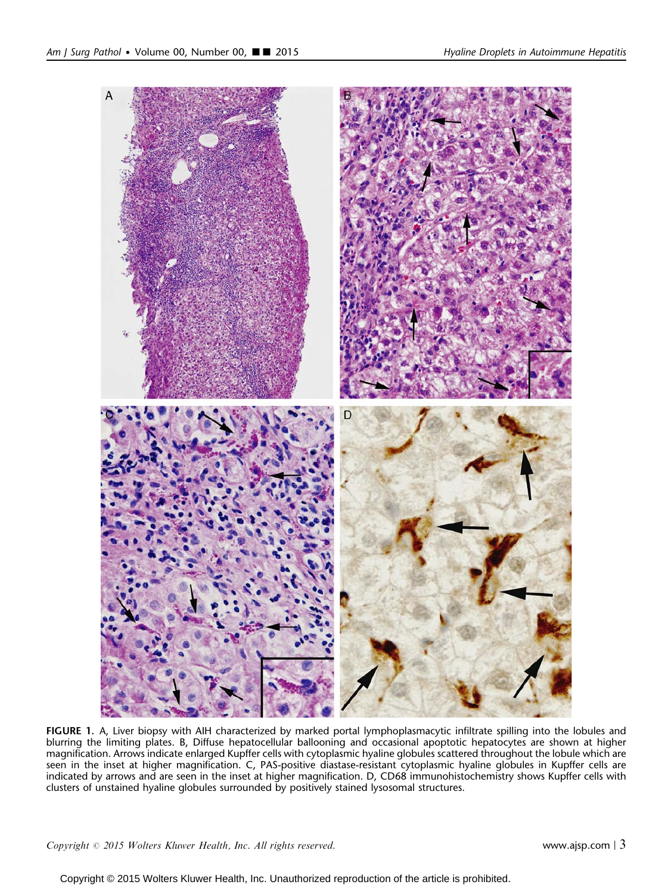**FIGURE 1.** A, Liver biopsy with AIH characterized by marked portal lymphoplasmacytic infiltrate spilling into the lobules and blurring the limiting plates. B, Diffuse hepatocellular ballooning and occasional apoptotic hepatocytes are shown at higher magnification. Arrows indicate enlarged Kupffer cells with cytoplasmic hyaline globules scattered throughout the lobule which are seen in the inset at higher magnification. C, PAS-positive diastase-resistant cytoplasmic hyaline globules in Kupffer cells are indicated by arrows and are seen in the inset at higher magnification. D, CD68 immunohistochemistry shows Kupffer cells with clusters of unstained hyaline globules surrounded by positively stained lysosomal structures.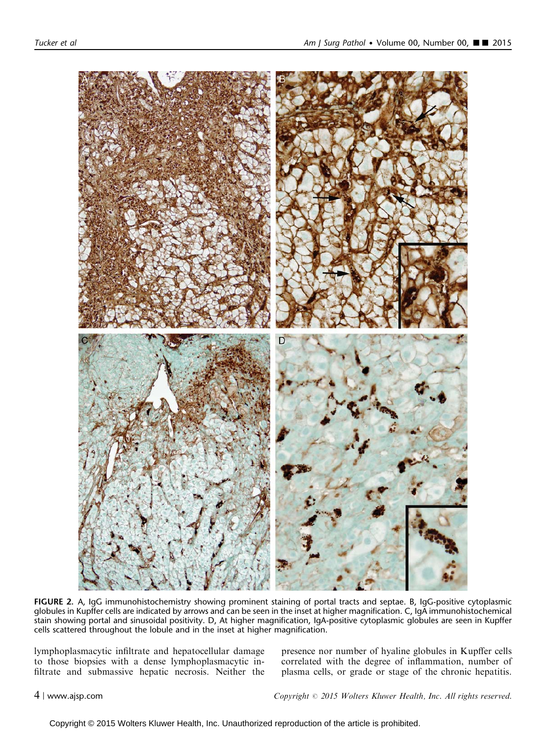**FIGURE 2.** A, IgG immunohistochemistry showing prominent staining of portal tracts and septae. B, IgG-positive cytoplasmic globules in Kupffer cells are indicated by arrows and can be seen in the inset at higher magnification. C, IgA immunohistochemical stain showing portal and sinusoidal positivity. D, At higher magnification, IgA-positive cytoplasmic globules are seen in Kupffer cells scattered throughout the lobule and in the inset at higher magnification.

lymphoplasmacytic infiltrate and hepatocellular damage to those biopsies with a dense lymphoplasmacytic infiltrate and submassive hepatic necrosis. Neither the presence nor number of hyaline globules in Kupffer cells correlated with the degree of inflammation, number of plasma cells, or grade or stage of the chronic hepatitis.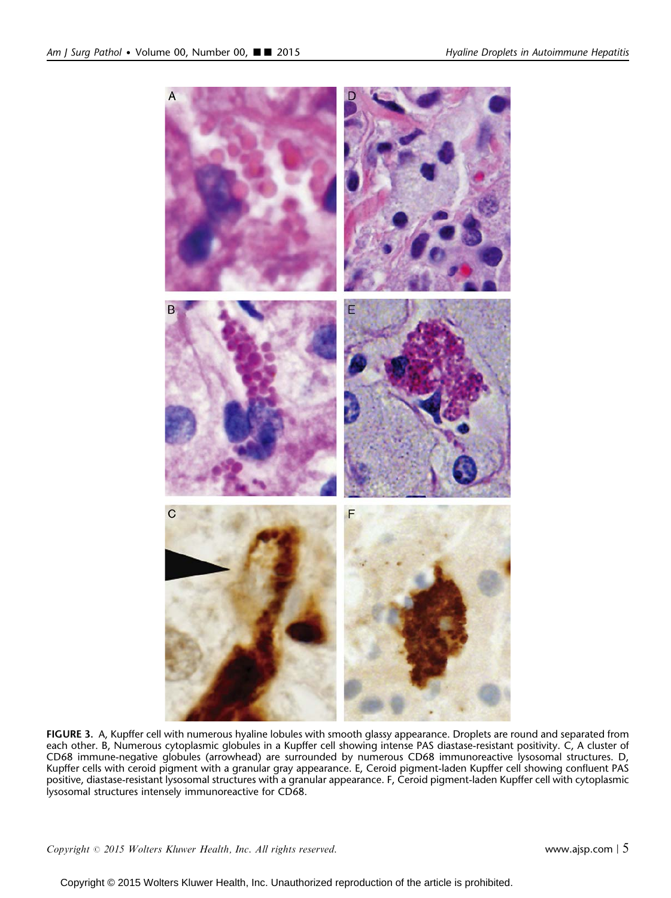**FIGURE 3.** A, Kupffer cell with numerous hyaline lobules with smooth glassy appearance. Droplets are round and separated from each other. B, Numerous cytoplasmic globules in a Kupffer cell showing intense PAS diastase-resistant positivity. C, A cluster of CD68 immune-negative globules (arrowhead) are surrounded by numerous CD68 immunoreactive lysosomal structures. D, Kupffer cells with ceroid pigment with a granular gray appearance. E, Ceroid pigment-laden Kupffer cell showing confluent PAS positive, diastase-resistant lysosomal structures with a granular appearance. F, Ceroid pigment-laden Kupffer cell with cytoplasmic lysosomal structures intensely immunoreactive for CD68.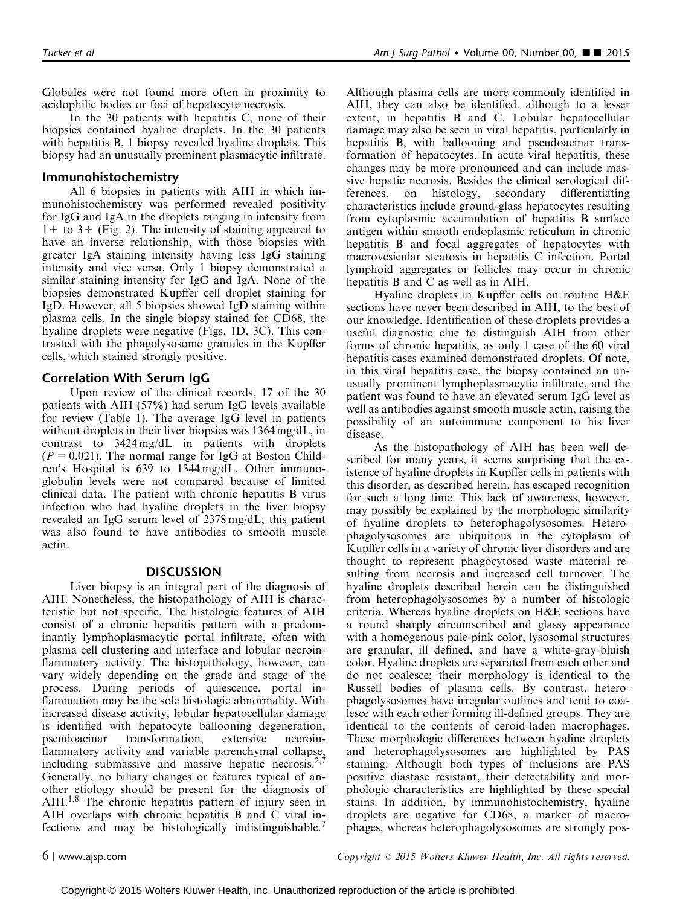Globules were not found more often in proximity to acidophilic bodies or foci of hepatocyte necrosis.

In the 30 patients with hepatitis C, none of their biopsies contained hyaline droplets. In the 30 patients with hepatitis B, 1 biopsy revealed hyaline droplets. This biopsy had an unusually prominent plasmacytic infiltrate.

### Immunohistochemistry

All 6 biopsies in patients with AIH in which immunohistochemistry was performed revealed positivity for IgG and IgA in the droplets ranging in intensity from 1+ to 3+ (Fig. 2). The intensity of staining appeared to have an inverse relationship, with those biopsies with greater IgA staining intensity having less IgG staining intensity and vice versa. Only 1 biopsy demonstrated a similar staining intensity for IgG and IgA. None of the biopsies demonstrated Kupffer cell droplet staining for IgD. However, all 5 biopsies showed IgD staining within plasma cells. In the single biopsy stained for CD68, the hyaline droplets were negative (Figs. 1D, 3C). This contrasted with the phagolysosome granules in the Kupffer cells, which stained strongly positive.

### Correlation With Serum IgG

Upon review of the clinical records, 17 of the 30 patients with AIH (57%) had serum IgG levels available for review (Table 1). The average IgG level in patients without droplets in their liver biopsies was 1364 mg/dL, in contrast to 3424 mg/dL in patients with droplets ($P = 0.021$). The normal range for IgG at Boston Children's Hospital is 639 to 1344 mg/dL. Other immunoglobulin levels were not compared because of limited clinical data. The patient with chronic hepatitis B virus infection who had hyaline droplets in the liver biopsy revealed an IgG serum level of 2378 mg/dL; this patient was also found to have antibodies to smooth muscle actin.

## DISCUSSION

Liver biopsy is an integral part of the diagnosis of AIH. Nonetheless, the histopathology of AIH is characteristic but not specific. The histologic features of AIH consist of a chronic hepatitis pattern with a predominantly lymphoplasmacytic portal infiltrate, often with plasma cell clustering and interface and lobular necroinflammatory activity. The histopathology, however, can vary widely depending on the grade and stage of the process. During periods of quiescence, portal inflammation may be the sole histologic abnormality. With increased disease activity, lobular hepatocellular damage is identified with hepatocyte ballooning degeneration, pseudoacinar transformation, extensive necroinflammatory activity and variable parenchymal collapse, including submassive and massive hepatic necrosis.[2,7] Generally, no biliary changes or features typical of another etiology should be present for the diagnosis of AIH.[1,8] The chronic hepatitis pattern of injury seen in AIH overlaps with chronic hepatitis B and C viral infections and may be histologically indistinguishable.[7] Although plasma cells are more commonly identified in AIH, they can also be identified, although to a lesser extent, in hepatitis B and C. Lobular hepatocellular damage may also be seen in viral hepatitis, particularly in hepatitis B, with ballooning and pseudoacinar transformation of hepatocytes. In acute viral hepatitis, these changes may be more pronounced and can include massive hepatic necrosis. Besides the clinical serological differences, on histology, secondary differentiating characteristics include ground-glass hepatocytes resulting from cytoplasmic accumulation of hepatitis B surface antigen within smooth endoplasmic reticulum in chronic hepatitis B and focal aggregates of hepatocytes with macrovesicular steatosis in hepatitis C infection. Portal lymphoid aggregates or follicles may occur in chronic hepatitis B and C as well as in AIH.

Hyaline droplets in Kupffer cells on routine H&E sections have never been described in AIH, to the best of our knowledge. Identification of these droplets provides a useful diagnostic clue to distinguish AIH from other forms of chronic hepatitis, as only 1 case of the 60 viral hepatitis cases examined demonstrated droplets. Of note, in this viral hepatitis case, the biopsy contained an unusually prominent lymphoplasmacytic infiltrate, and the patient was found to have an elevated serum IgG level as well as antibodies against smooth muscle actin, raising the possibility of an autoimmune component to his liver disease.

As the histopathology of AIH has been well described for many years, it seems surprising that the existence of hyaline droplets in Kupffer cells in patients with this disorder, as described herein, has escaped recognition for such a long time. This lack of awareness, however, may possibly be explained by the morphologic similarity of hyaline droplets to heterophagolysosomes. Heterophagolysosomes are ubiquitous in the cytoplasm of Kupffer cells in a variety of chronic liver disorders and are thought to represent phagocytosed waste material resulting from necrosis and increased cell turnover. The hyaline droplets described herein can be distinguished from heterophagolysosomes by a number of histologic criteria. Whereas hyaline droplets on H&E sections have a round sharply circumscribed and glassy appearance with a homogenous pale-pink color, lysosomal structures are granular, ill defined, and have a white-gray-bluish color. Hyaline droplets are separated from each other and do not coalesce; their morphology is identical to the Russell bodies of plasma cells. By contrast, heterophagolysosomes have irregular outlines and tend to coalesce with each other forming ill-defined groups. They are identical to the contents of ceroid-laden macrophages. These morphologic differences between hyaline droplets and heterophagolysosomes are highlighted by PAS staining. Although both types of inclusions are PAS positive diastase resistant, their detectability and morphologic characteristics are highlighted by these special stains. In addition, by immunohistochemistry, hyaline droplets are negative for CD68, a marker of macrophages, whereas heterophagolysosomes are strongly pos-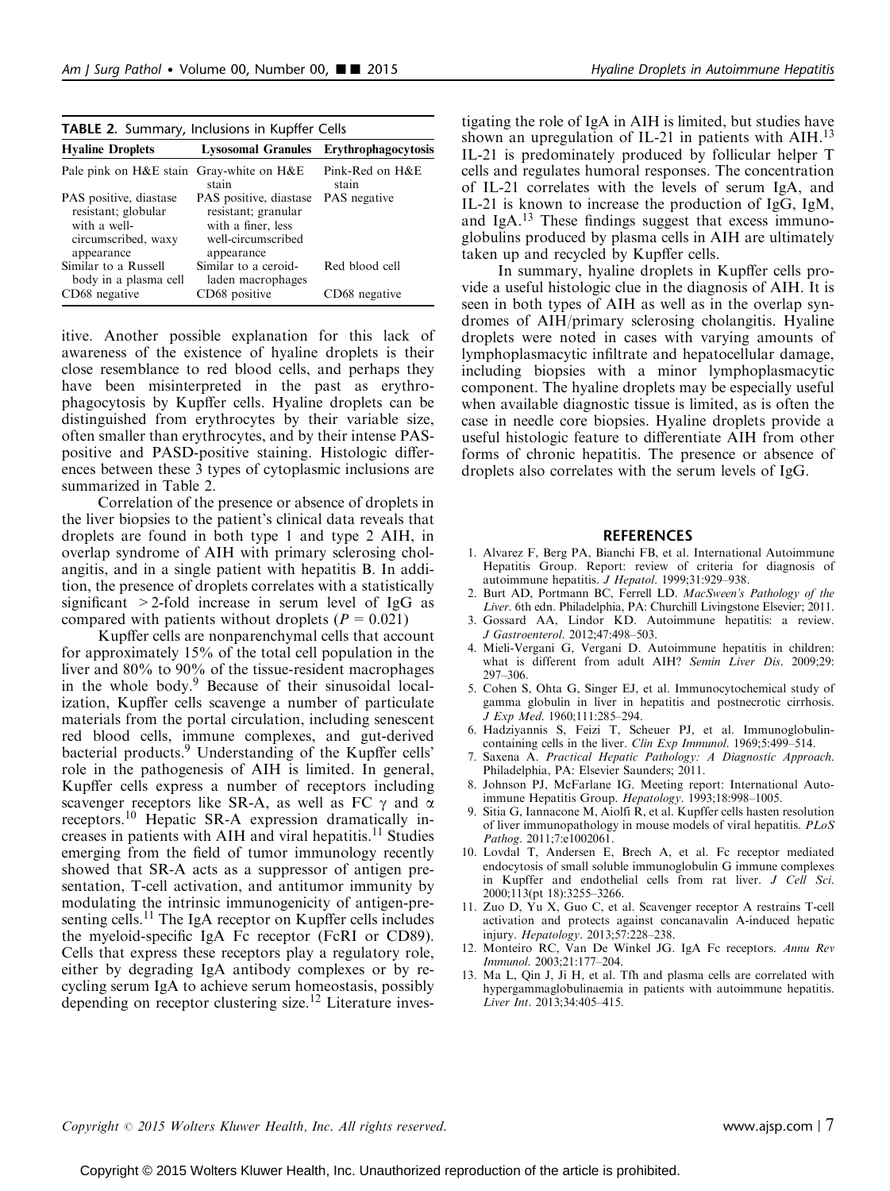**TABLE 2.** Summary, Inclusions in Kupffer Cells

| Hyaline Droplets | Lysosomal Granules | Erythrophagocytosis |
|---|---|---|
| Pale pink on H&E stain | Gray-white on H&E stain | Pink-Red on H&E stain |
| PAS positive, diastase resistant; globular with a well-circumscribed, waxy appearance | PAS positive, diastase resistant; granular with a finer, less well-circumscribed appearance | PAS negative |
| Similar to a Russell body in a plasma cell | Similar to a ceroid-laden macrophages | Red blood cell |
| CD68 negative | CD68 positive | CD68 negative |

itive. Another possible explanation for this lack of awareness of the existence of hyaline droplets is their close resemblance to red blood cells, and perhaps they have been misinterpreted in the past as erythrophagocytosis by Kupffer cells. Hyaline droplets can be distinguished from erythrocytes by their variable size, often smaller than erythrocytes, and by their intense PAS-positive and PASD-positive staining. Histologic differences between these 3 types of cytoplasmic inclusions are summarized in Table 2.

Correlation of the presence or absence of droplets in the liver biopsies to the patient's clinical data reveals that droplets are found in both type 1 and type 2 AIH, in overlap syndrome of AIH with primary sclerosing cholangitis, and in a single patient with hepatitis B. In addition, the presence of droplets correlates with a statistically significant $>2$-fold increase in serum level of IgG as compared with patients without droplets ($P = 0.021$)

Kupffer cells are nonparenchymal cells that account for approximately 15% of the total cell population in the liver and 80% to 90% of the tissue-resident macrophages in the whole body.[9] Because of their sinusoidal localization, Kupffer cells scavenge a number of particulate materials from the portal circulation, including senescent red blood cells, immune complexes, and gut-derived bacterial products.[9] Understanding of the Kupffer cells' role in the pathogenesis of AIH is limited. In general, Kupffer cells express a number of receptors including scavenger receptors like SR-A, as well as FC $\gamma$ and $\alpha$ receptors.[10] Hepatic SR-A expression dramatically increases in patients with AIH and viral hepatitis.[11] Studies emerging from the field of tumor immunology recently showed that SR-A acts as a suppressor of antigen presentation, T-cell activation, and antitumor immunity by modulating the intrinsic immunogenicity of antigen-presenting cells.[11] The IgA receptor on Kupffer cells includes the myeloid-specific IgA Fc receptor (FcRI or CD89). Cells that express these receptors play a regulatory role, either by degrading IgA antibody complexes or by recycling serum IgA to achieve serum homeostasis, possibly depending on receptor clustering size.[12] Literature investigating the role of IgA in AIH is limited, but studies have shown an upregulation of IL-21 in patients with AIH.[13] IL-21 is predominately produced by follicular helper T cells and regulates humoral responses. The concentration of IL-21 correlates with the levels of serum IgA, and IL-21 is known to increase the production of IgG, IgM, and IgA.[13] These findings suggest that excess immunoglobulins produced by plasma cells in AIH are ultimately taken up and recycled by Kupffer cells.

In summary, hyaline droplets in Kupffer cells provide a useful histologic clue in the diagnosis of AIH. It is seen in both types of AIH as well as in the overlap syndromes of AIH/primary sclerosing cholangitis. Hyaline droplets were noted in cases with varying amounts of lymphoplasmacytic infiltrate and hepatocellular damage, including biopsies with a minor lymphoplasmacytic component. The hyaline droplets may be especially useful when available diagnostic tissue is limited, as is often the case in needle core biopsies. Hyaline droplets provide a useful histologic feature to differentiate AIH from other forms of chronic hepatitis. The presence or absence of droplets also correlates with the serum levels of IgG.

## REFERENCES

1. Alvarez F, Berg PA, Bianchi FB, et al. International Autoimmune Hepatitis Group. Report: review of criteria for diagnosis of autoimmune hepatitis. *J Hepatol*. 1999;31:929–938.
2. Burt AD, Portmann BC, Ferrell LD. *MacSween's Pathology of the Liver*. 6th edn. Philadelphia, PA: Churchill Livingstone Elsevier; 2011.
3. Gossard AA, Lindor KD. Autoimmune hepatitis: a review. *J Gastroenterol*. 2012;47:498–503.
4. Mieli-Vergani G, Vergani D. Autoimmune hepatitis in children: what is different from adult AIH? *Semin Liver Dis*. 2009;29: 297–306.
5. Cohen S, Ohta G, Singer EJ, et al. Immunocytochemical study of gamma globulin in liver in hepatitis and postnecrotic cirrhosis. *J Exp Med*. 1960;111:285–294.
6. Hadziyannis S, Feizi T, Scheuer PJ, et al. Immunoglobulin-containing cells in the liver. *Clin Exp Immunol*. 1969;5:499–514.
7. Saxena A. *Practical Hepatic Pathology: A Diagnostic Approach*. Philadelphia, PA: Elsevier Saunders; 2011.
8. Johnson PJ, McFarlane IG. Meeting report: International Autoimmune Hepatitis Group. *Hepatology*. 1993;18:998–1005.
9. Sitia G, Iannacone M, Aiolfi R, et al. Kupffer cells hasten resolution of liver immunopathology in mouse models of viral hepatitis. *PLoS Pathog*. 2011;7:e1002061.
10. Lovdal T, Andersen E, Brech A, et al. Fc receptor mediated endocytosis of small soluble immunoglobulin G immune complexes in Kupffer and endothelial cells from rat liver. *J Cell Sci*. 2000;113(pt 18):3255–3266.
11. Zuo D, Yu X, Guo C, et al. Scavenger receptor A restrains T-cell activation and protects against concanavalin A-induced hepatic injury. *Hepatology*. 2013;57:228–238.
12. Monteiro RC, Van De Winkel JG. IgA Fc receptors. *Annu Rev Immunol*. 2003;21:177–204.
13. Ma L, Qin J, Ji H, et al. Tfh and plasma cells are correlated with hypergammaglobulinaemia in patients with autoimmune hepatitis. *Liver Int*. 2013;34:405–415.